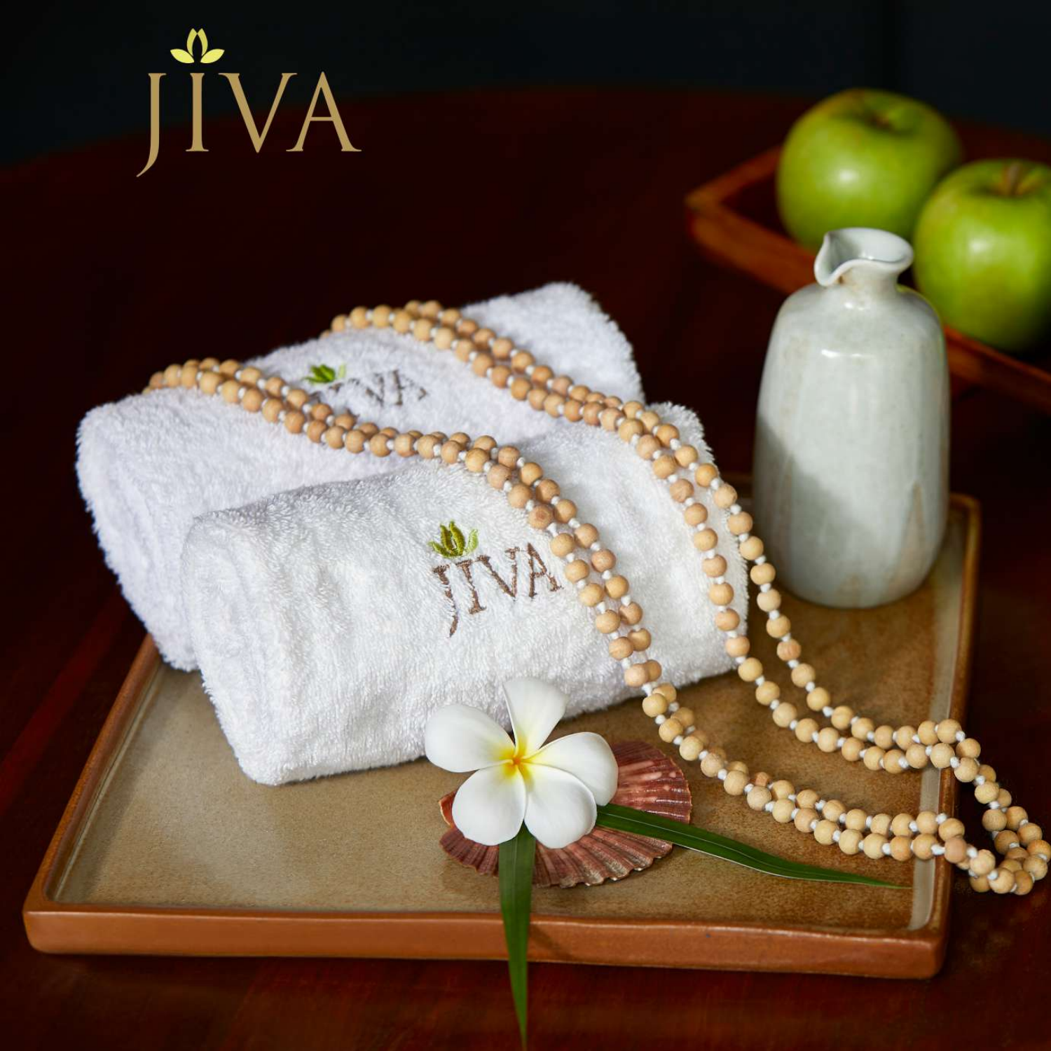# JIVA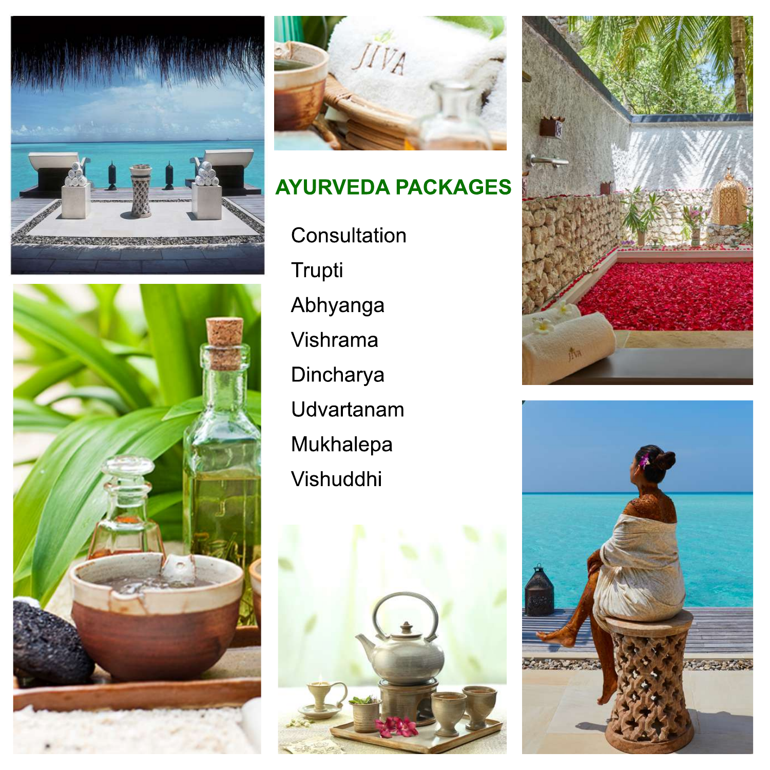## AYURVEDA PACKAGES

- Consultation
- Trupti
- Abhyanga
- Vishrama
- Dincharya
- Udvartanam
- Mukhalepa
- Vishuddhi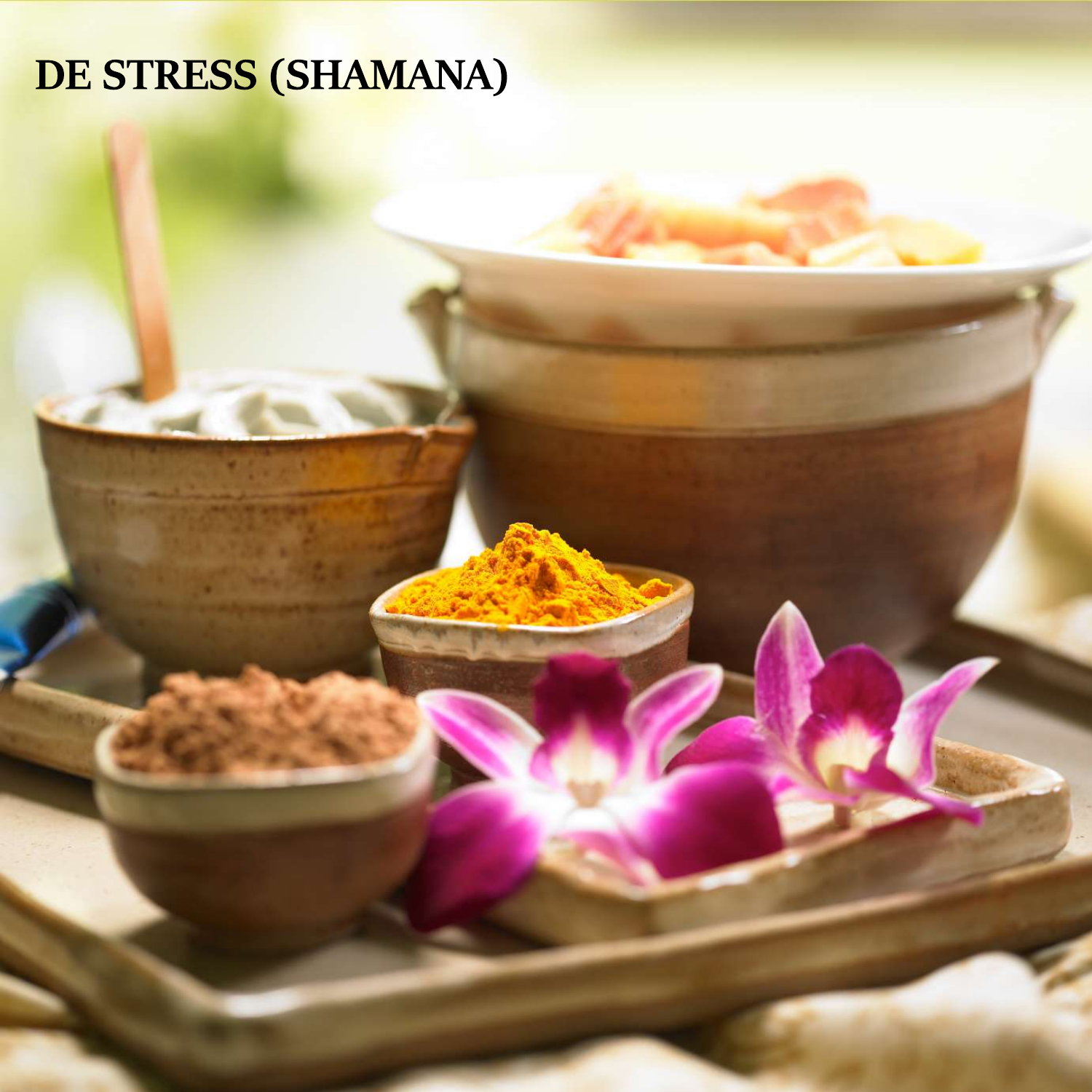# DE STRESS (SHAMANA)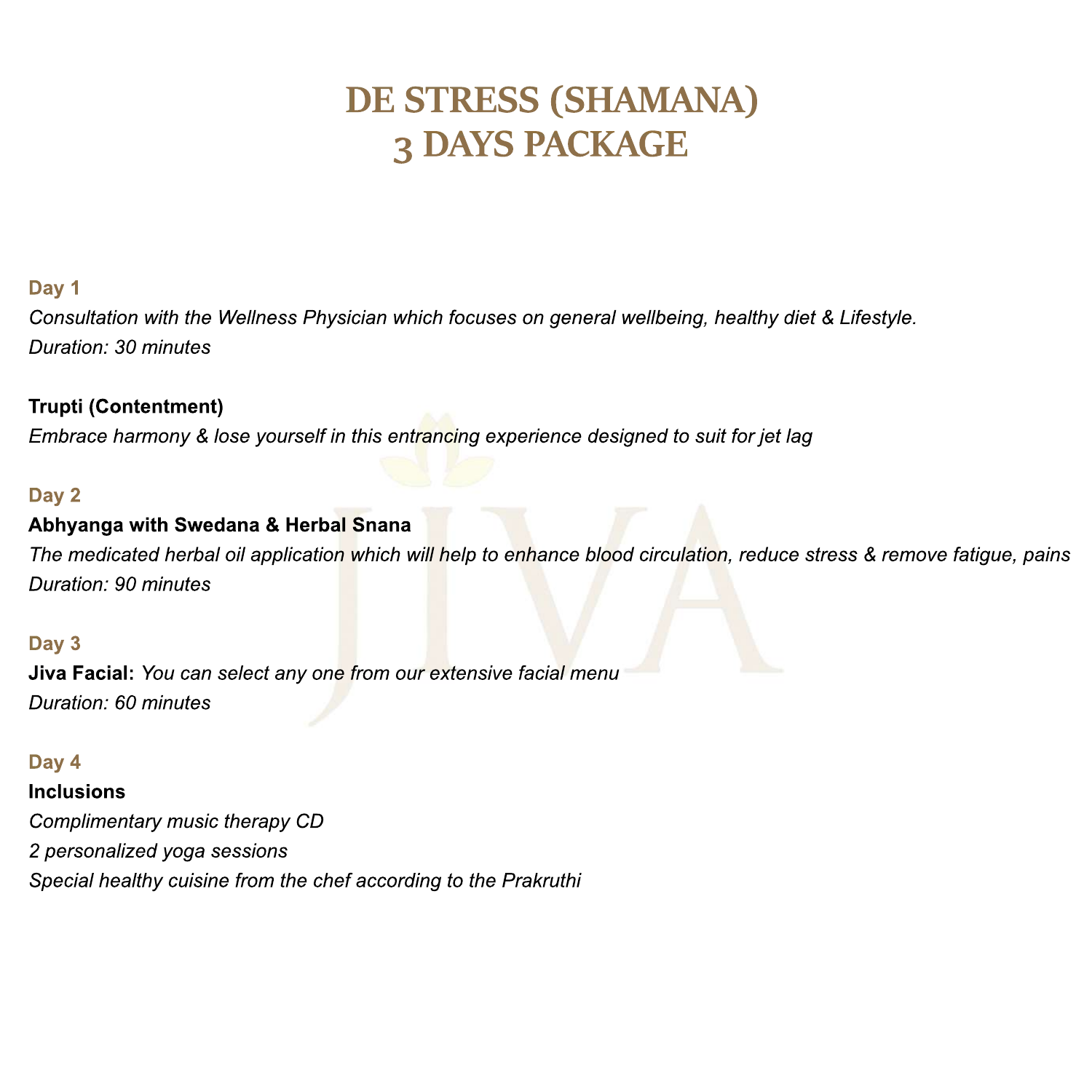# DE STRESS (SHAMANA)
# 3 DAYS PACKAGE

**Day 1**

*Consultation with the Wellness Physician which focuses on general wellbeing, healthy diet & Lifestyle.*
*Duration: 30 minutes*

**Trupti (Contentment)**

*Embrace harmony & lose yourself in this entrancing experience designed to suit for jet lag*

**Day 2**

**Abhyanga with Swedana & Herbal Snana**

*The medicated herbal oil application which will help to enhance blood circulation, reduce stress & remove fatigue, pains*
*Duration: 90 minutes*

**Day 3**

**Jiva Facial:** *You can select any one from our extensive facial menu*
*Duration: 60 minutes*

**Day 4**

**Inclusions**

*Complimentary music therapy CD*
*2 personalized yoga sessions*
*Special healthy cuisine from the chef according to the Prakruthi*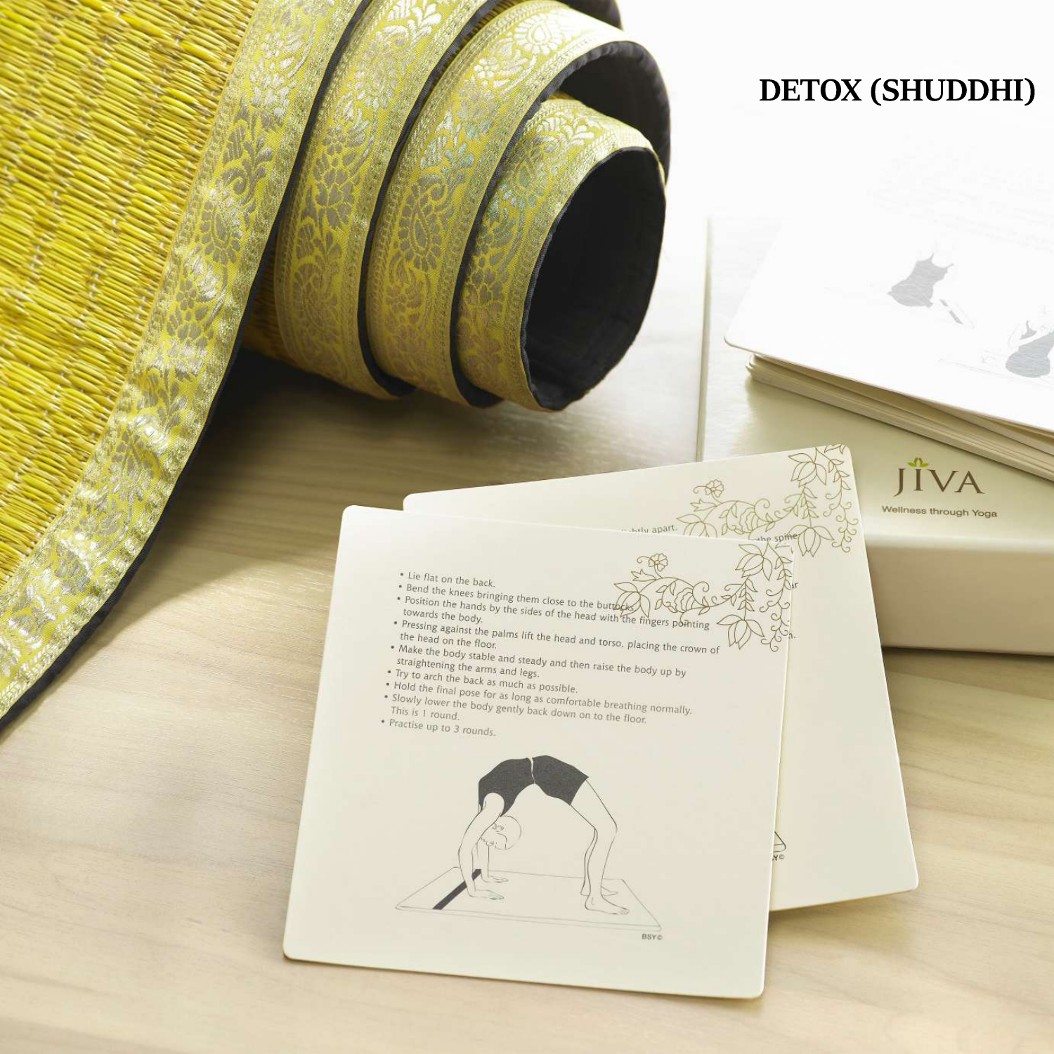# DETOX (SHUDDHI)

- Lie flat on the back.
- Bend the knees bringing them close to the buttocks.
- Position the hands by the sides of the head with the fingers pointing towards the body.
- Pressing against the palms lift the head and torso, placing the crown of the head on the floor.
- Make the body stable and steady and then raise the body up by straightening the arms and legs.
- Try to arch the back as much as possible.
- Hold the final pose for as long as comfortable breathing normally.
- Slowly lower the body gently back down on to the floor. This is 1 round.
- Practise up to 3 rounds.

JIVA

Wellness through Yoga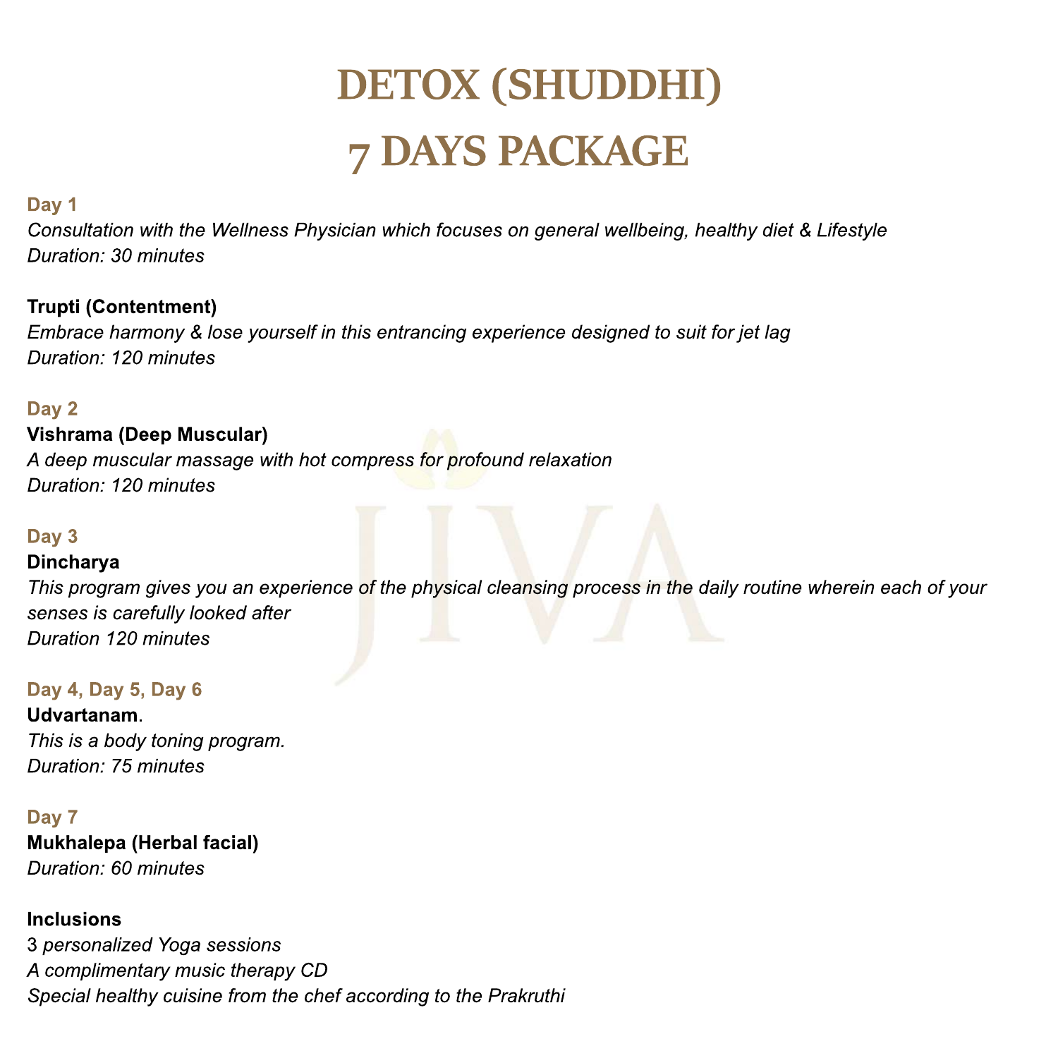# DETOX (SHUDDHI)
# 7 DAYS PACKAGE

**Day 1**

*Consultation with the Wellness Physician which focuses on general wellbeing, healthy diet & Lifestyle*
*Duration: 30 minutes*

**Trupti (Contentment)**
*Embrace harmony & lose yourself in this entrancing experience designed to suit for jet lag*
*Duration: 120 minutes*

**Day 2**

**Vishrama (Deep Muscular)**
*A deep muscular massage with hot compress for profound relaxation*
*Duration: 120 minutes*

**Day 3**

**Dincharya**
*This program gives you an experience of the physical cleansing process in the daily routine wherein each of your senses is carefully looked after*
*Duration 120 minutes*

**Day 4, Day 5, Day 6**

**Udvartanam**.
*This is a body toning program.*
*Duration: 75 minutes*

**Day 7**

**Mukhalepa (Herbal facial)**
*Duration: 60 minutes*

**Inclusions**

3 *personalized Yoga sessions*
*A complimentary music therapy CD*
*Special healthy cuisine from the chef according to the Prakruthi*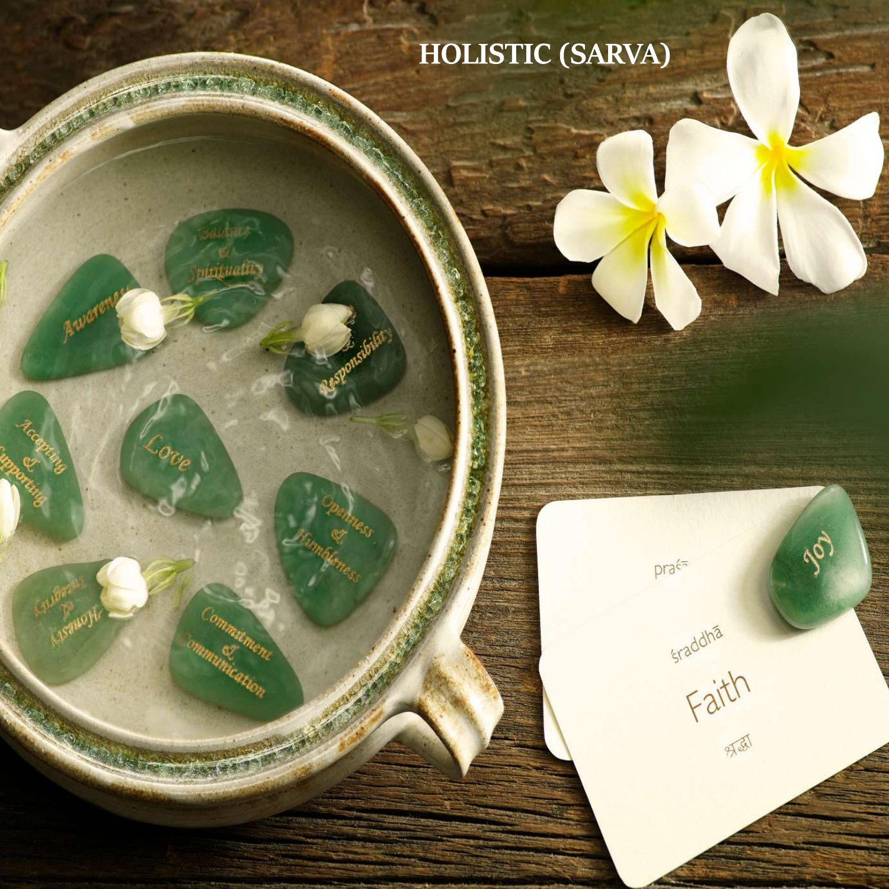# HOLISTIC (SARVA)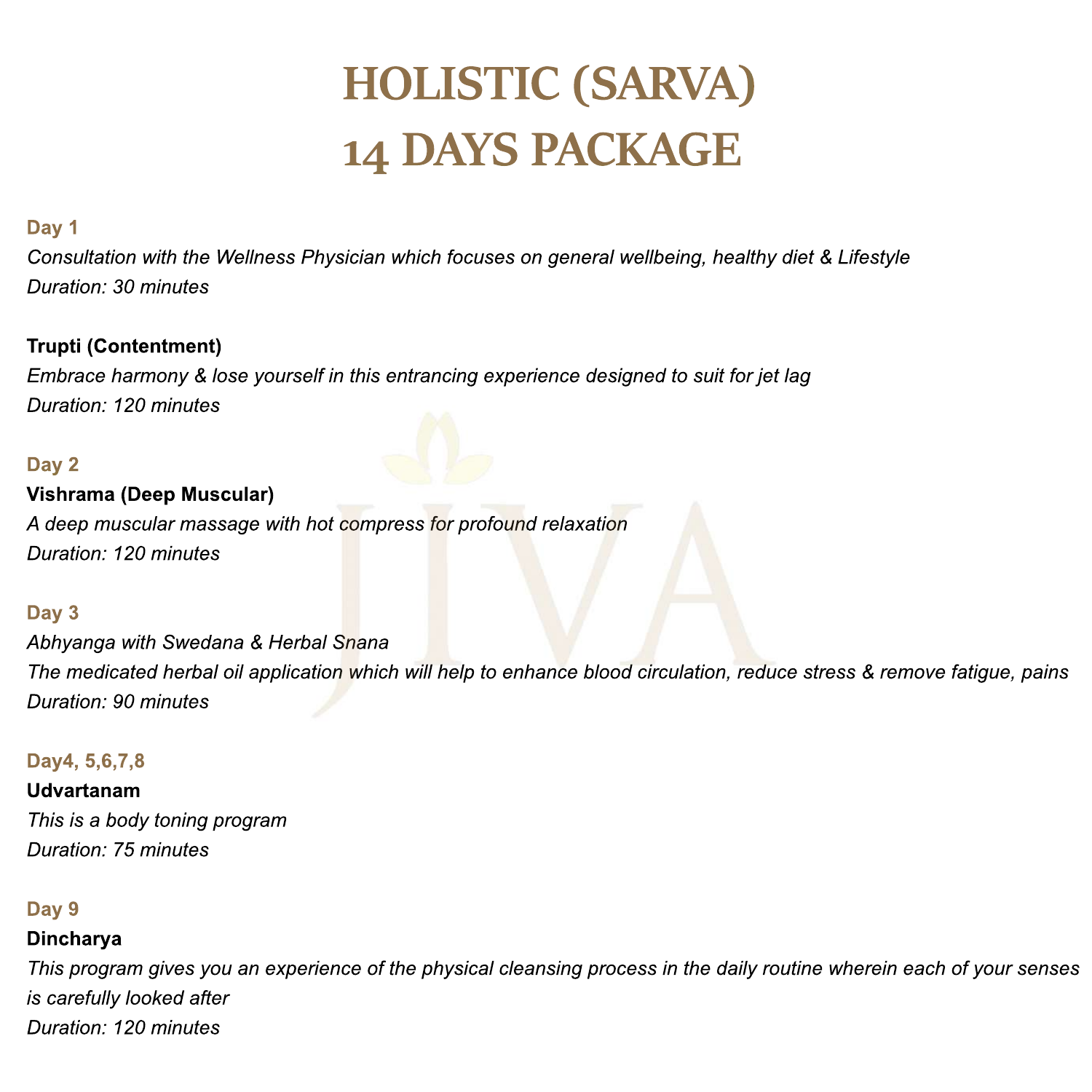# HOLISTIC (SARVA)
# 14 DAYS PACKAGE

**Day 1**

*Consultation with the Wellness Physician which focuses on general wellbeing, healthy diet & Lifestyle*
*Duration: 30 minutes*

**Trupti (Contentment)**

*Embrace harmony & lose yourself in this entrancing experience designed to suit for jet lag*
*Duration: 120 minutes*

**Day 2**

**Vishrama (Deep Muscular)**

*A deep muscular massage with hot compress for profound relaxation*
*Duration: 120 minutes*

**Day 3**

*Abhyanga with Swedana & Herbal Snana*
*The medicated herbal oil application which will help to enhance blood circulation, reduce stress & remove fatigue, pains*
*Duration: 90 minutes*

**Day4, 5,6,7,8**

**Udvartanam**

*This is a body toning program*
*Duration: 75 minutes*

**Day 9**

**Dincharya**

*This program gives you an experience of the physical cleansing process in the daily routine wherein each of your senses is carefully looked after*
*Duration: 120 minutes*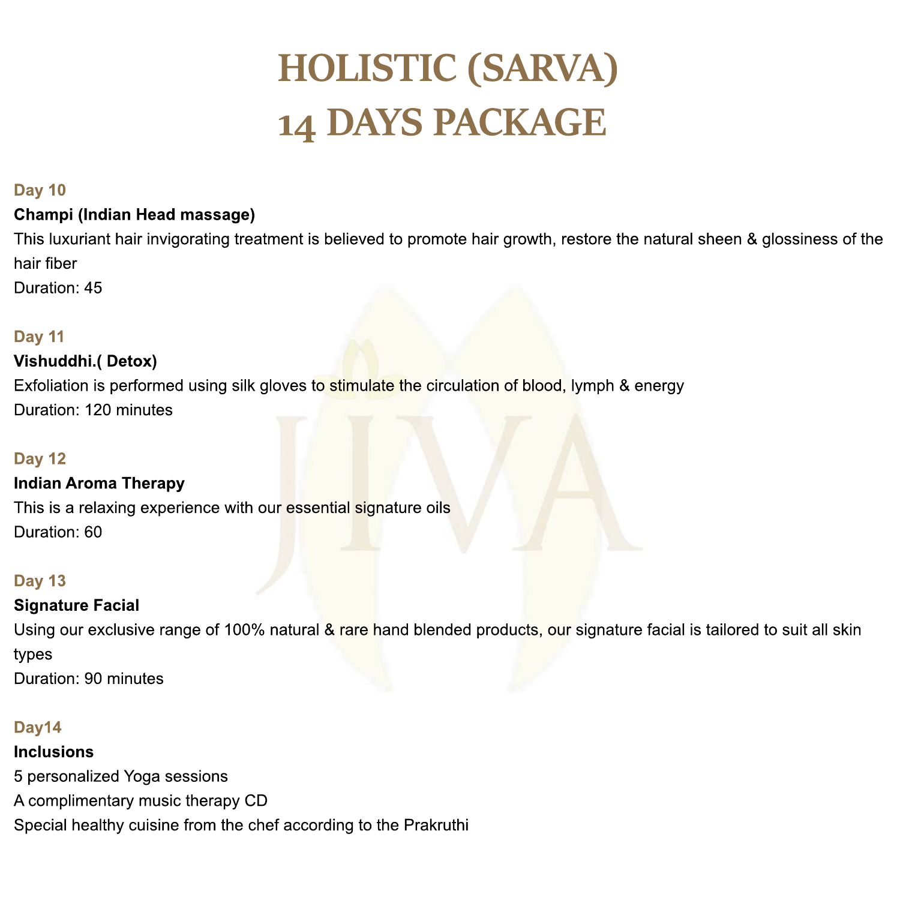# HOLISTIC (SARVA)
# 14 DAYS PACKAGE

**Day 10**

**Champi (Indian Head massage)**

This luxuriant hair invigorating treatment is believed to promote hair growth, restore the natural sheen & glossiness of the hair fiber

Duration: 45

**Day 11**

**Vishuddhi.( Detox)**

Exfoliation is performed using silk gloves to stimulate the circulation of blood, lymph & energy

Duration: 120 minutes

**Day 12**

**Indian Aroma Therapy**

This is a relaxing experience with our essential signature oils

Duration: 60

**Day 13**

**Signature Facial**

Using our exclusive range of 100% natural & rare hand blended products, our signature facial is tailored to suit all skin types

Duration: 90 minutes

**Day14**

**Inclusions**

5 personalized Yoga sessions

A complimentary music therapy CD

Special healthy cuisine from the chef according to the Prakruthi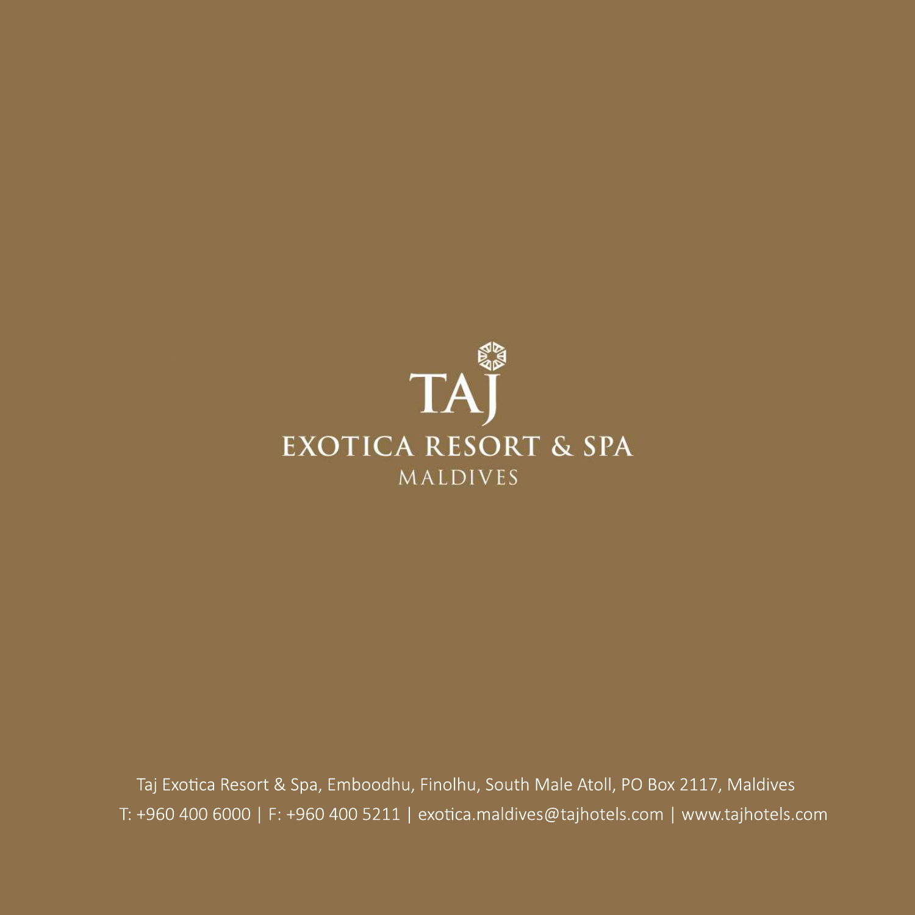# TAJ
## EXOTICA RESORT & SPA
MALDIVES

Taj Exotica Resort & Spa, Emboodhu, Finolhu, South Male Atoll, PO Box 2117, Maldives
T: +960 400 6000 | F: +960 400 5211 | exotica.maldives@tajhotels.com | www.tajhotels.com